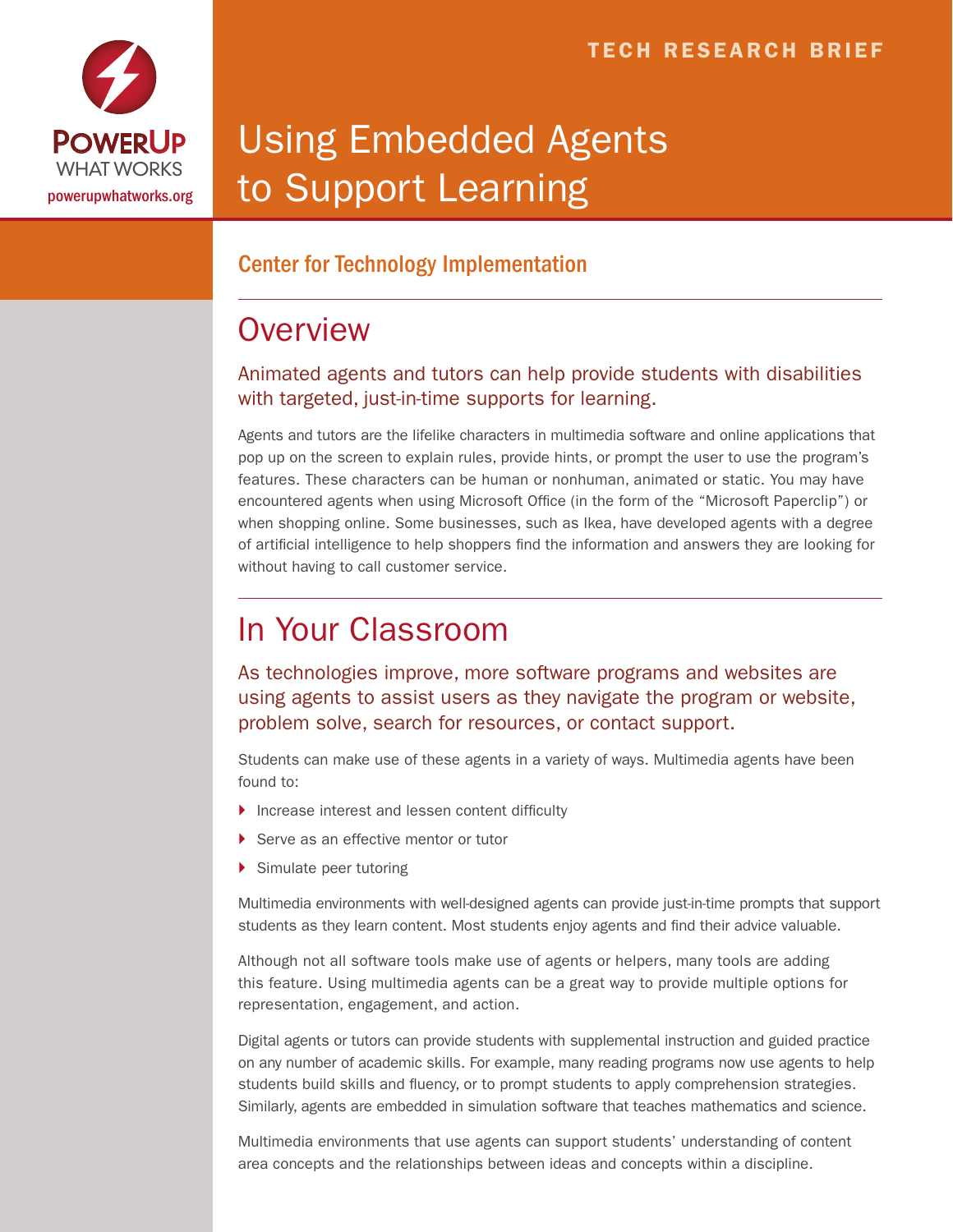TECH RESEARCH BRIEF

PowerUp WHAT WORKS
powerupwhatworks.org

# Using Embedded Agents to Support Learning

Center for Technology Implementation

## Overview

Animated agents and tutors can help provide students with disabilities with targeted, just-in-time supports for learning.

Agents and tutors are the lifelike characters in multimedia software and online applications that pop up on the screen to explain rules, provide hints, or prompt the user to use the program's features. These characters can be human or nonhuman, animated or static. You may have encountered agents when using Microsoft Office (in the form of the "Microsoft Paperclip") or when shopping online. Some businesses, such as Ikea, have developed agents with a degree of artificial intelligence to help shoppers find the information and answers they are looking for without having to call customer service.

## In Your Classroom

As technologies improve, more software programs and websites are using agents to assist users as they navigate the program or website, problem solve, search for resources, or contact support.

Students can make use of these agents in a variety of ways. Multimedia agents have been found to:

- Increase interest and lessen content difficulty
- Serve as an effective mentor or tutor
- Simulate peer tutoring

Multimedia environments with well-designed agents can provide just-in-time prompts that support students as they learn content. Most students enjoy agents and find their advice valuable.

Although not all software tools make use of agents or helpers, many tools are adding this feature. Using multimedia agents can be a great way to provide multiple options for representation, engagement, and action.

Digital agents or tutors can provide students with supplemental instruction and guided practice on any number of academic skills. For example, many reading programs now use agents to help students build skills and fluency, or to prompt students to apply comprehension strategies. Similarly, agents are embedded in simulation software that teaches mathematics and science.

Multimedia environments that use agents can support students' understanding of content area concepts and the relationships between ideas and concepts within a discipline.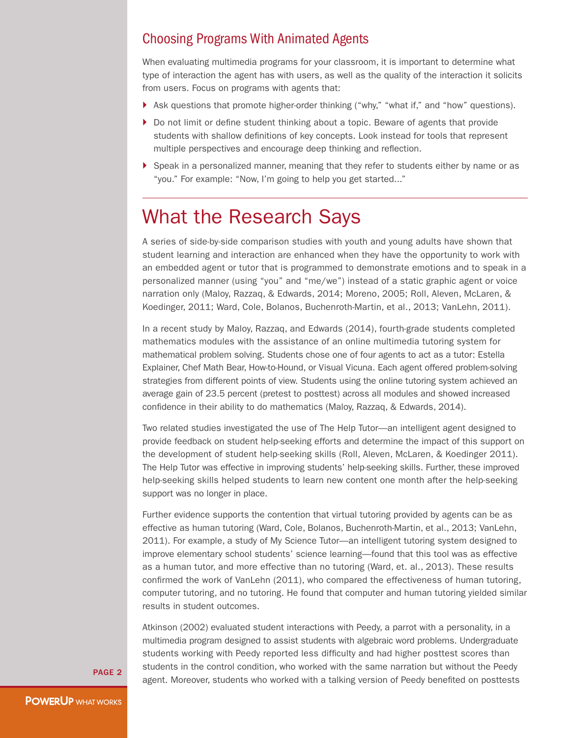## Choosing Programs With Animated Agents

When evaluating multimedia programs for your classroom, it is important to determine what type of interaction the agent has with users, as well as the quality of the interaction it solicits from users. Focus on programs with agents that:

- Ask questions that promote higher-order thinking ("why," "what if," and "how" questions).
- Do not limit or define student thinking about a topic. Beware of agents that provide students with shallow definitions of key concepts. Look instead for tools that represent multiple perspectives and encourage deep thinking and reflection.
- Speak in a personalized manner, meaning that they refer to students either by name or as "you." For example: "Now, I'm going to help you get started..."

# What the Research Says

A series of side-by-side comparison studies with youth and young adults have shown that student learning and interaction are enhanced when they have the opportunity to work with an embedded agent or tutor that is programmed to demonstrate emotions and to speak in a personalized manner (using "you" and "me/we") instead of a static graphic agent or voice narration only (Maloy, Razzaq, & Edwards, 2014; Moreno, 2005; Roll, Aleven, McLaren, & Koedinger, 2011; Ward, Cole, Bolanos, Buchenroth-Martin, et al., 2013; VanLehn, 2011).

In a recent study by Maloy, Razzaq, and Edwards (2014), fourth-grade students completed mathematics modules with the assistance of an online multimedia tutoring system for mathematical problem solving. Students chose one of four agents to act as a tutor: Estella Explainer, Chef Math Bear, How-to-Hound, or Visual Vicuna. Each agent offered problem-solving strategies from different points of view. Students using the online tutoring system achieved an average gain of 23.5 percent (pretest to posttest) across all modules and showed increased confidence in their ability to do mathematics (Maloy, Razzaq, & Edwards, 2014).

Two related studies investigated the use of The Help Tutor—an intelligent agent designed to provide feedback on student help-seeking efforts and determine the impact of this support on the development of student help-seeking skills (Roll, Aleven, McLaren, & Koedinger 2011). The Help Tutor was effective in improving students' help-seeking skills. Further, these improved help-seeking skills helped students to learn new content one month after the help-seeking support was no longer in place.

Further evidence supports the contention that virtual tutoring provided by agents can be as effective as human tutoring (Ward, Cole, Bolanos, Buchenroth-Martin, et al., 2013; VanLehn, 2011). For example, a study of My Science Tutor—an intelligent tutoring system designed to improve elementary school students' science learning—found that this tool was as effective as a human tutor, and more effective than no tutoring (Ward, et. al., 2013). These results confirmed the work of VanLehn (2011), who compared the effectiveness of human tutoring, computer tutoring, and no tutoring. He found that computer and human tutoring yielded similar results in student outcomes.

Atkinson (2002) evaluated student interactions with Peedy, a parrot with a personality, in a multimedia program designed to assist students with algebraic word problems. Undergraduate students working with Peedy reported less difficulty and had higher posttest scores than students in the control condition, who worked with the same narration but without the Peedy agent. Moreover, students who worked with a talking version of Peedy benefited on posttests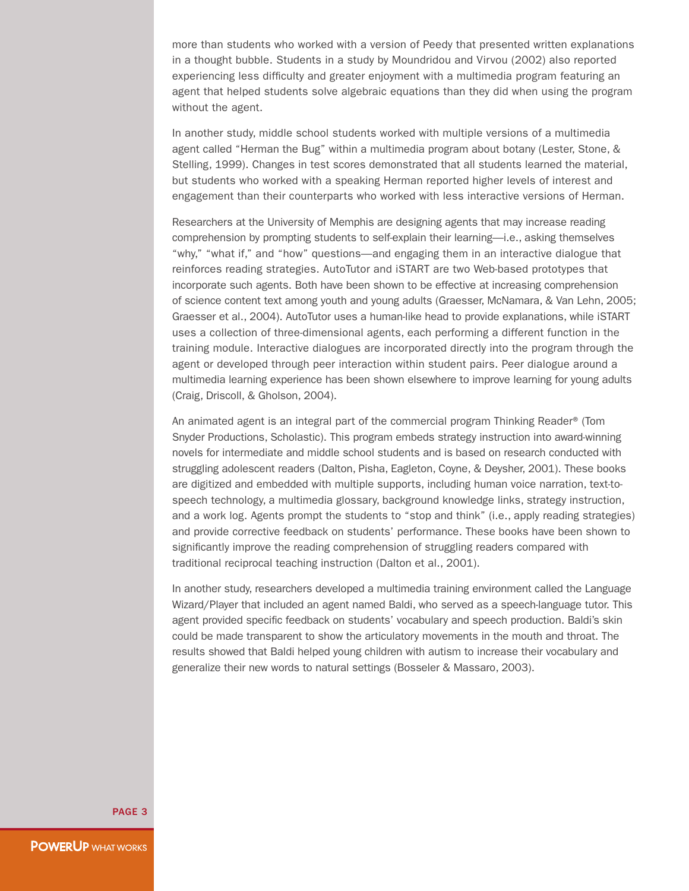more than students who worked with a version of Peedy that presented written explanations in a thought bubble. Students in a study by Moundridou and Virvou (2002) also reported experiencing less difficulty and greater enjoyment with a multimedia program featuring an agent that helped students solve algebraic equations than they did when using the program without the agent.

In another study, middle school students worked with multiple versions of a multimedia agent called "Herman the Bug" within a multimedia program about botany (Lester, Stone, & Stelling, 1999). Changes in test scores demonstrated that all students learned the material, but students who worked with a speaking Herman reported higher levels of interest and engagement than their counterparts who worked with less interactive versions of Herman.

Researchers at the University of Memphis are designing agents that may increase reading comprehension by prompting students to self-explain their learning—i.e., asking themselves "why," "what if," and "how" questions—and engaging them in an interactive dialogue that reinforces reading strategies. AutoTutor and iSTART are two Web-based prototypes that incorporate such agents. Both have been shown to be effective at increasing comprehension of science content text among youth and young adults (Graesser, McNamara, & Van Lehn, 2005; Graesser et al., 2004). AutoTutor uses a human-like head to provide explanations, while iSTART uses a collection of three-dimensional agents, each performing a different function in the training module. Interactive dialogues are incorporated directly into the program through the agent or developed through peer interaction within student pairs. Peer dialogue around a multimedia learning experience has been shown elsewhere to improve learning for young adults (Craig, Driscoll, & Gholson, 2004).

An animated agent is an integral part of the commercial program Thinking Reader® (Tom Snyder Productions, Scholastic). This program embeds strategy instruction into award-winning novels for intermediate and middle school students and is based on research conducted with struggling adolescent readers (Dalton, Pisha, Eagleton, Coyne, & Deysher, 2001). These books are digitized and embedded with multiple supports, including human voice narration, text-to-speech technology, a multimedia glossary, background knowledge links, strategy instruction, and a work log. Agents prompt the students to "stop and think" (i.e., apply reading strategies) and provide corrective feedback on students' performance. These books have been shown to significantly improve the reading comprehension of struggling readers compared with traditional reciprocal teaching instruction (Dalton et al., 2001).

In another study, researchers developed a multimedia training environment called the Language Wizard/Player that included an agent named Baldi, who served as a speech-language tutor. This agent provided specific feedback on students' vocabulary and speech production. Baldi's skin could be made transparent to show the articulatory movements in the mouth and throat. The results showed that Baldi helped young children with autism to increase their vocabulary and generalize their new words to natural settings (Bosseler & Massaro, 2003).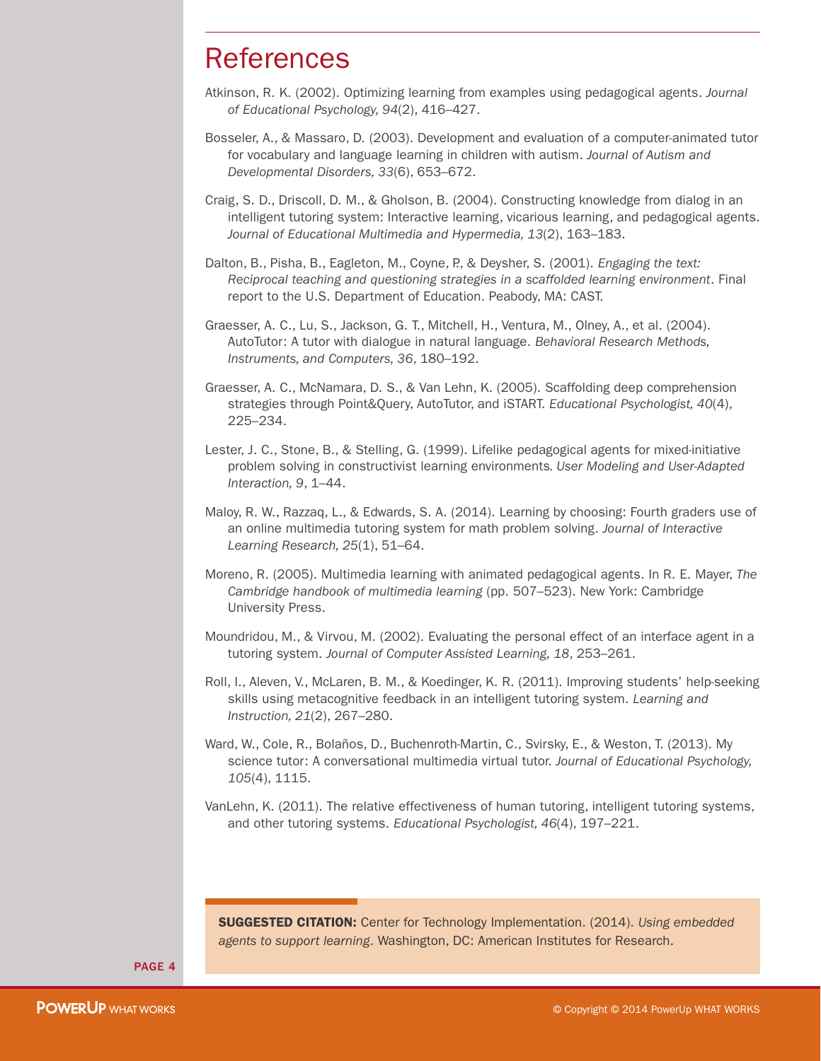# References

Atkinson, R. K. (2002). Optimizing learning from examples using pedagogical agents. *Journal of Educational Psychology, 94*(2), 416–427.

Bosseler, A., & Massaro, D. (2003). Development and evaluation of a computer-animated tutor for vocabulary and language learning in children with autism. *Journal of Autism and Developmental Disorders, 33*(6), 653–672.

Craig, S. D., Driscoll, D. M., & Gholson, B. (2004). Constructing knowledge from dialog in an intelligent tutoring system: Interactive learning, vicarious learning, and pedagogical agents. *Journal of Educational Multimedia and Hypermedia, 13*(2), 163–183.

Dalton, B., Pisha, B., Eagleton, M., Coyne, P., & Deysher, S. (2001). *Engaging the text: Reciprocal teaching and questioning strategies in a scaffolded learning environment*. Final report to the U.S. Department of Education. Peabody, MA: CAST.

Graesser, A. C., Lu, S., Jackson, G. T., Mitchell, H., Ventura, M., Olney, A., et al. (2004). AutoTutor: A tutor with dialogue in natural language. *Behavioral Research Methods, Instruments, and Computers, 36*, 180–192.

Graesser, A. C., McNamara, D. S., & Van Lehn, K. (2005). Scaffolding deep comprehension strategies through Point&Query, AutoTutor, and iSTART. *Educational Psychologist, 40*(4), 225–234.

Lester, J. C., Stone, B., & Stelling, G. (1999). Lifelike pedagogical agents for mixed-initiative problem solving in constructivist learning environments. *User Modeling and User-Adapted Interaction, 9*, 1–44.

Maloy, R. W., Razzaq, L., & Edwards, S. A. (2014). Learning by choosing: Fourth graders use of an online multimedia tutoring system for math problem solving. *Journal of Interactive Learning Research, 25*(1), 51–64.

Moreno, R. (2005). Multimedia learning with animated pedagogical agents. In R. E. Mayer, *The Cambridge handbook of multimedia learning* (pp. 507–523). New York: Cambridge University Press.

Moundridou, M., & Virvou, M. (2002). Evaluating the personal effect of an interface agent in a tutoring system. *Journal of Computer Assisted Learning, 18*, 253–261.

Roll, I., Aleven, V., McLaren, B. M., & Koedinger, K. R. (2011). Improving students' help-seeking skills using metacognitive feedback in an intelligent tutoring system. *Learning and Instruction, 21*(2), 267–280.

Ward, W., Cole, R., Bolaños, D., Buchenroth-Martin, C., Svirsky, E., & Weston, T. (2013). My science tutor: A conversational multimedia virtual tutor. *Journal of Educational Psychology, 105*(4), 1115.

VanLehn, K. (2011). The relative effectiveness of human tutoring, intelligent tutoring systems, and other tutoring systems. *Educational Psychologist, 46*(4), 197–221.

**SUGGESTED CITATION:** Center for Technology Implementation. (2014). *Using embedded agents to support learning*. Washington, DC: American Institutes for Research.